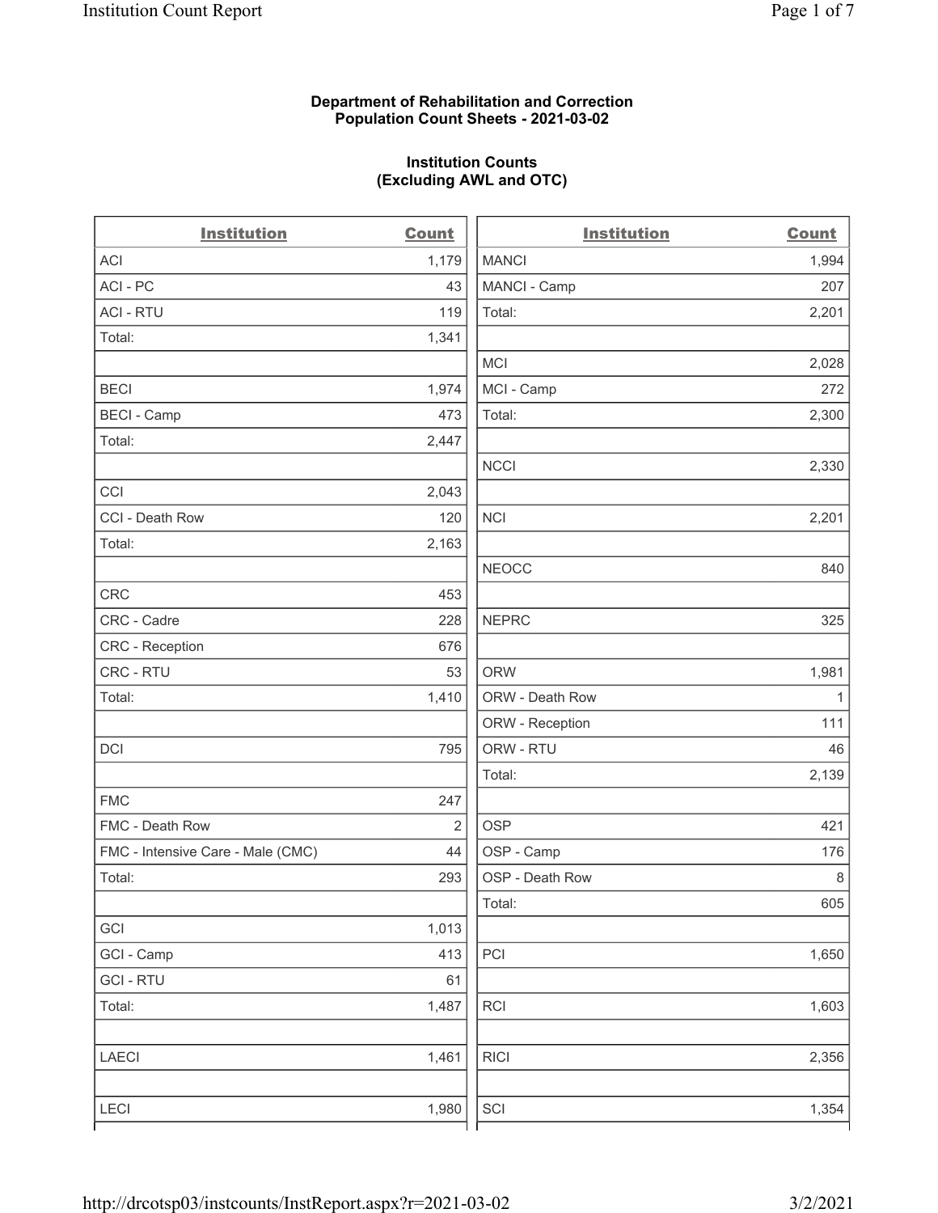**Department of Rehabilitation and Correction**
**Population Count Sheets - 2021-03-02**

**Institution Counts**
**(Excluding AWL and OTC)**

| Institution | Count |
|---|---|
| ACI | 1,179 |
| ACI - PC | 43 |
| ACI - RTU | 119 |
| Total: | 1,341 |
| | |
| BECI | 1,974 |
| BECI - Camp | 473 |
| Total: | 2,447 |
| | |
| CCI | 2,043 |
| CCI - Death Row | 120 |
| Total: | 2,163 |
| | |
| CRC | 453 |
| CRC - Cadre | 228 |
| CRC - Reception | 676 |
| CRC - RTU | 53 |
| Total: | 1,410 |
| | |
| DCI | 795 |
| | |
| FMC | 247 |
| FMC - Death Row | 2 |
| FMC - Intensive Care - Male (CMC) | 44 |
| Total: | 293 |
| | |
| GCI | 1,013 |
| GCI - Camp | 413 |
| GCI - RTU | 61 |
| Total: | 1,487 |
| | |
| LAECI | 1,461 |
| | |
| LECI | 1,980 |

| Institution | Count |
|---|---|
| MANCI | 1,994 |
| MANCI - Camp | 207 |
| Total: | 2,201 |
| | |
| MCI | 2,028 |
| MCI - Camp | 272 |
| Total: | 2,300 |
| | |
| NCCI | 2,330 |
| | |
| NCI | 2,201 |
| | |
| NEOCC | 840 |
| | |
| NEPRC | 325 |
| | |
| ORW | 1,981 |
| ORW - Death Row | 1 |
| ORW - Reception | 111 |
| ORW - RTU | 46 |
| Total: | 2,139 |
| | |
| OSP | 421 |
| OSP - Camp | 176 |
| OSP - Death Row | 8 |
| Total: | 605 |
| | |
| PCI | 1,650 |
| | |
| RCI | 1,603 |
| | |
| RICI | 2,356 |
| | |
| SCI | 1,354 |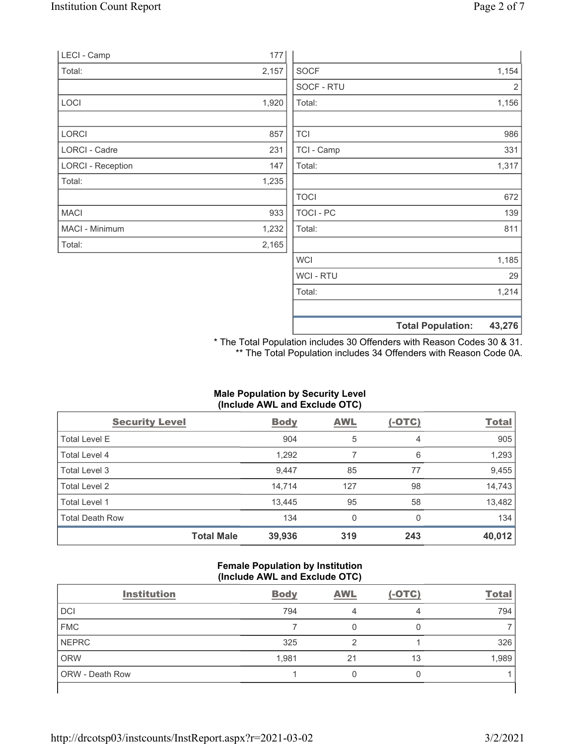| | |
|---|---|
| LECI - Camp | 177 |
| Total: | 2,157 |
| | |
| LOCI | 1,920 |
| | |
| LORCI | 857 |
| LORCI - Cadre | 231 |
| LORCI - Reception | 147 |
| Total: | 1,235 |
| | |
| MACI | 933 |
| MACI - Minimum | 1,232 |
| Total: | 2,165 |

| | |
|---|---|
| SOCF | 1,154 |
| SOCF - RTU | 2 |
| Total: | 1,156 |
| | |
| TCI | 986 |
| TCI - Camp | 331 |
| Total: | 1,317 |
| | |
| TOCI | 672 |
| TOCI - PC | 139 |
| Total: | 811 |
| | |
| WCI | 1,185 |
| WCI - RTU | 29 |
| Total: | 1,214 |
| | |
| **Total Population:** | **43,276** |

\* The Total Population includes 30 Offenders with Reason Codes 30 & 31.
\*\* The Total Population includes 34 Offenders with Reason Code 0A.

**Male Population by Security Level (Include AWL and Exclude OTC)**

| Security Level | Body | AWL | (-OTC) | Total |
|---|---|---|---|---|
| Total Level E | 904 | 5 | 4 | 905 |
| Total Level 4 | 1,292 | 7 | 6 | 1,293 |
| Total Level 3 | 9,447 | 85 | 77 | 9,455 |
| Total Level 2 | 14,714 | 127 | 98 | 14,743 |
| Total Level 1 | 13,445 | 95 | 58 | 13,482 |
| Total Death Row | 134 | 0 | 0 | 134 |
| **Total Male** | **39,936** | **319** | **243** | **40,012** |

**Female Population by Institution (Include AWL and Exclude OTC)**

| Institution | Body | AWL | (-OTC) | Total |
|---|---|---|---|---|
| DCI | 794 | 4 | 4 | 794 |
| FMC | 7 | 0 | 0 | 7 |
| NEPRC | 325 | 2 | 1 | 326 |
| ORW | 1,981 | 21 | 13 | 1,989 |
| ORW - Death Row | 1 | 0 | 0 | 1 |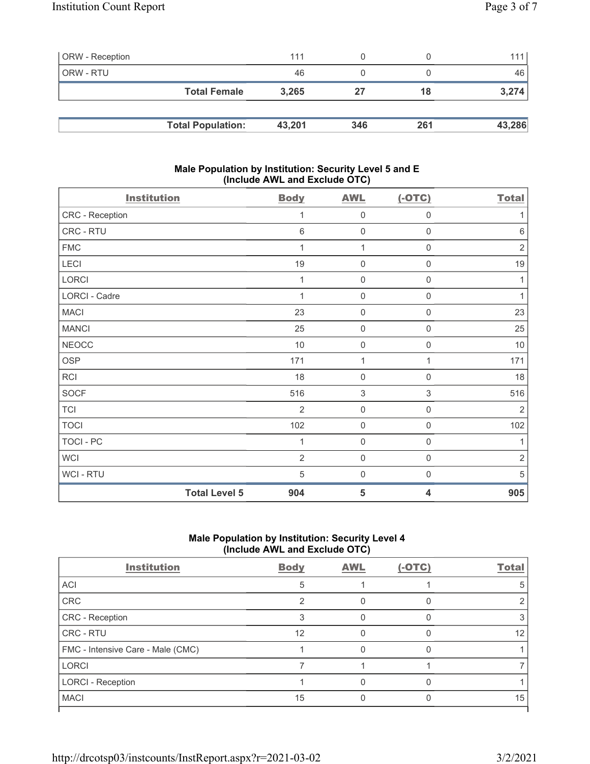| | | | | |
|---|---|---|---|---|
| ORW - Reception | 111 | 0 | 0 | 111 |
| ORW - RTU | 46 | 0 | 0 | 46 |
| **Total Female** | **3,265** | **27** | **18** | **3,274** |

| | | | | |
|---|---|---|---|---|
| **Total Population:** | **43,201** | **346** | **261** | **43,286** |

## Male Population by Institution: Security Level 5 and E (Include AWL and Exclude OTC)

| Institution | Body | AWL | (-OTC) | Total |
|---|---|---|---|---|
| CRC - Reception | 1 | 0 | 0 | 1 |
| CRC - RTU | 6 | 0 | 0 | 6 |
| FMC | 1 | 1 | 0 | 2 |
| LECI | 19 | 0 | 0 | 19 |
| LORCI | 1 | 0 | 0 | 1 |
| LORCI - Cadre | 1 | 0 | 0 | 1 |
| MACI | 23 | 0 | 0 | 23 |
| MANCI | 25 | 0 | 0 | 25 |
| NEOCC | 10 | 0 | 0 | 10 |
| OSP | 171 | 1 | 1 | 171 |
| RCI | 18 | 0 | 0 | 18 |
| SOCF | 516 | 3 | 3 | 516 |
| TCI | 2 | 0 | 0 | 2 |
| TOCI | 102 | 0 | 0 | 102 |
| TOCI - PC | 1 | 0 | 0 | 1 |
| WCI | 2 | 0 | 0 | 2 |
| WCI - RTU | 5 | 0 | 0 | 5 |
| **Total Level 5** | **904** | **5** | **4** | **905** |

## Male Population by Institution: Security Level 4 (Include AWL and Exclude OTC)

| Institution | Body | AWL | (-OTC) | Total |
|---|---|---|---|---|
| ACI | 5 | 1 | 1 | 5 |
| CRC | 2 | 0 | 0 | 2 |
| CRC - Reception | 3 | 0 | 0 | 3 |
| CRC - RTU | 12 | 0 | 0 | 12 |
| FMC - Intensive Care - Male (CMC) | 1 | 0 | 0 | 1 |
| LORCI | 7 | 1 | 1 | 7 |
| LORCI - Reception | 1 | 0 | 0 | 1 |
| MACI | 15 | 0 | 0 | 15 |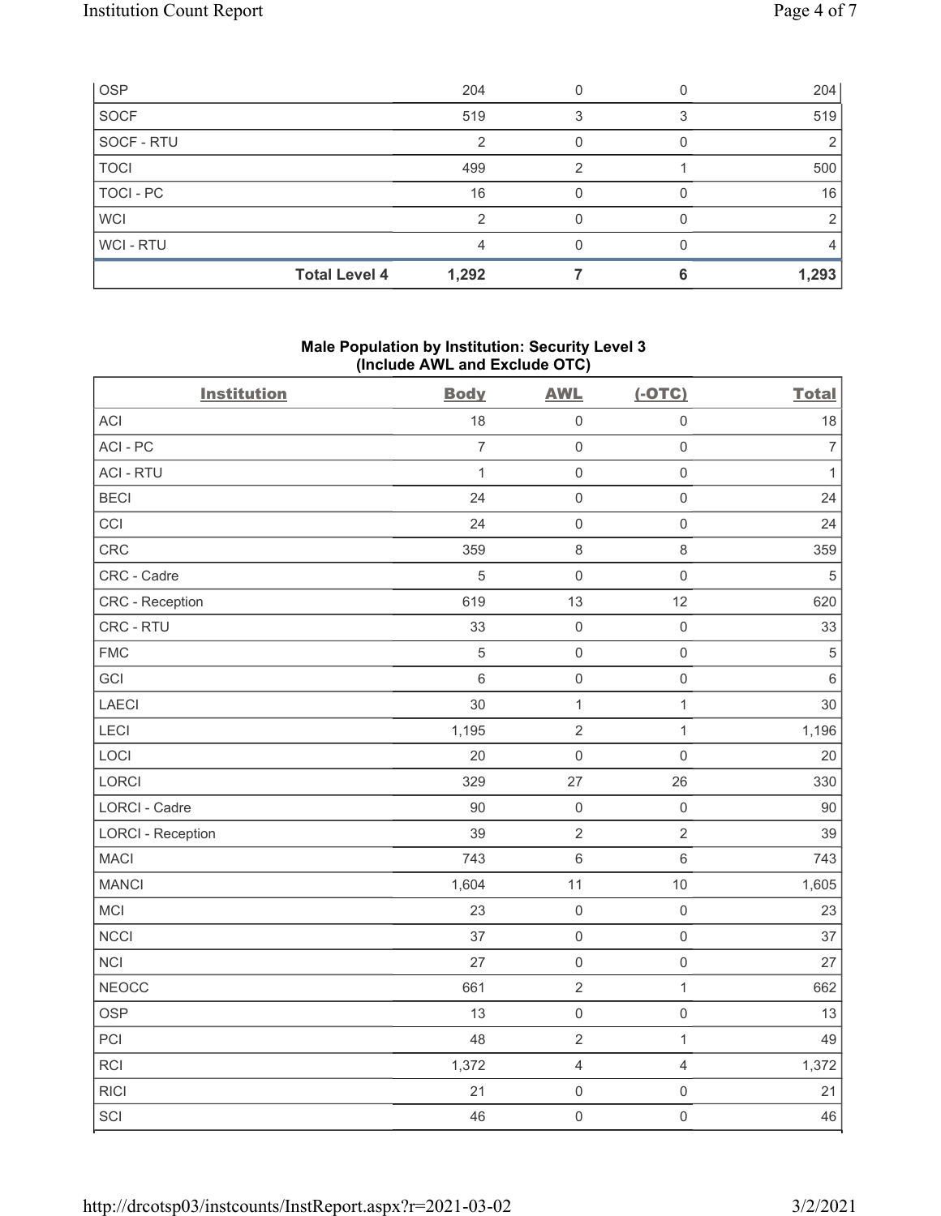| OSP | 204 | 0 | 0 | 204 |
|---|---|---|---|---|
| SOCF | 519 | 3 | 3 | 519 |
| SOCF - RTU | 2 | 0 | 0 | 2 |
| TOCI | 499 | 2 | 1 | 500 |
| TOCI - PC | 16 | 0 | 0 | 16 |
| WCI | 2 | 0 | 0 | 2 |
| WCI - RTU | 4 | 0 | 0 | 4 |
| **Total Level 4** | **1,292** | **7** | **6** | **1,293** |

### Male Population by Institution: Security Level 3 (Include AWL and Exclude OTC)

| Institution | Body | AWL | (-OTC) | Total |
|---|---|---|---|---|
| ACI | 18 | 0 | 0 | 18 |
| ACI - PC | 7 | 0 | 0 | 7 |
| ACI - RTU | 1 | 0 | 0 | 1 |
| BECI | 24 | 0 | 0 | 24 |
| CCI | 24 | 0 | 0 | 24 |
| CRC | 359 | 8 | 8 | 359 |
| CRC - Cadre | 5 | 0 | 0 | 5 |
| CRC - Reception | 619 | 13 | 12 | 620 |
| CRC - RTU | 33 | 0 | 0 | 33 |
| FMC | 5 | 0 | 0 | 5 |
| GCI | 6 | 0 | 0 | 6 |
| LAECI | 30 | 1 | 1 | 30 |
| LECI | 1,195 | 2 | 1 | 1,196 |
| LOCI | 20 | 0 | 0 | 20 |
| LORCI | 329 | 27 | 26 | 330 |
| LORCI - Cadre | 90 | 0 | 0 | 90 |
| LORCI - Reception | 39 | 2 | 2 | 39 |
| MACI | 743 | 6 | 6 | 743 |
| MANCI | 1,604 | 11 | 10 | 1,605 |
| MCI | 23 | 0 | 0 | 23 |
| NCCI | 37 | 0 | 0 | 37 |
| NCI | 27 | 0 | 0 | 27 |
| NEOCC | 661 | 2 | 1 | 662 |
| OSP | 13 | 0 | 0 | 13 |
| PCI | 48 | 2 | 1 | 49 |
| RCI | 1,372 | 4 | 4 | 1,372 |
| RICI | 21 | 0 | 0 | 21 |
| SCI | 46 | 0 | 0 | 46 |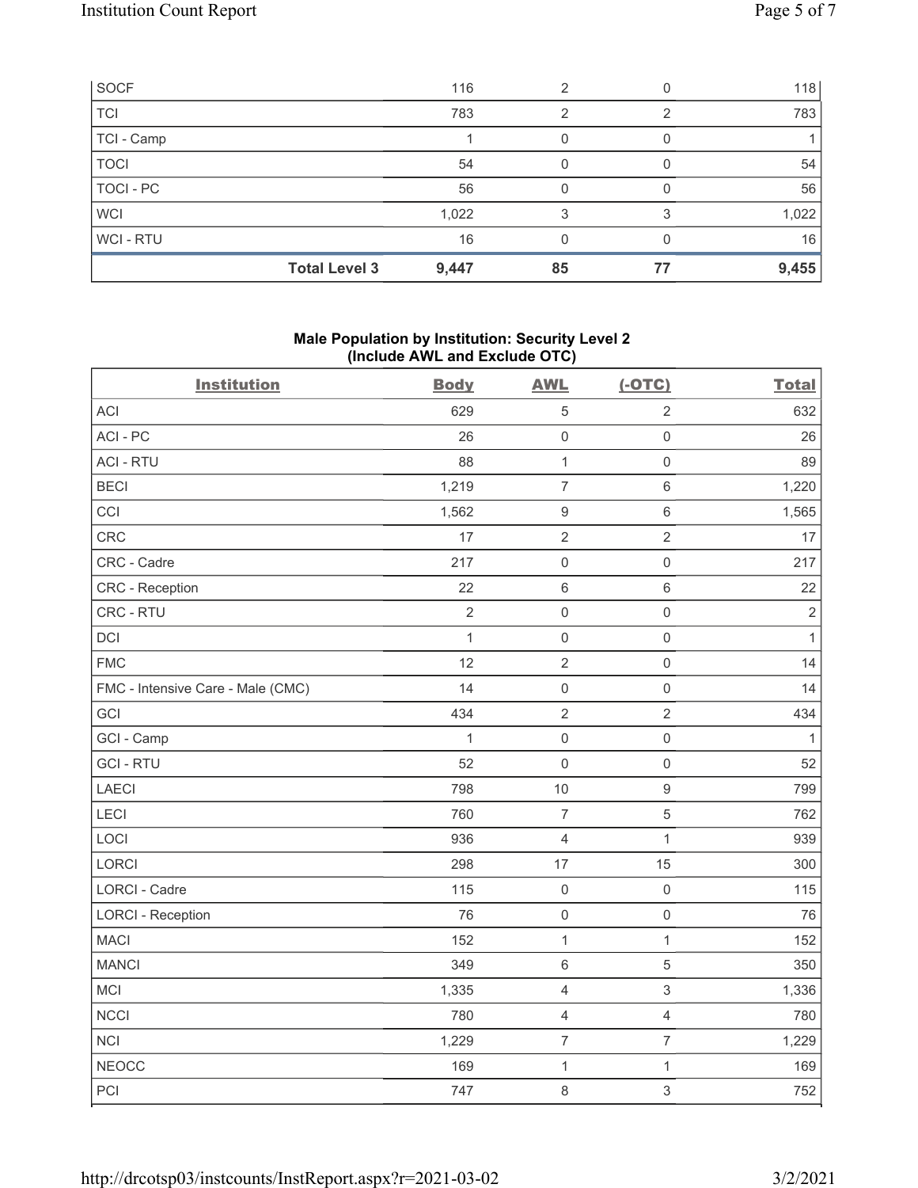| | Body | AWL | (-OTC) | Total |
|---|---|---|---|---|
| SOCF | 116 | 2 | 0 | 118 |
| TCI | 783 | 2 | 2 | 783 |
| TCI - Camp | 1 | 0 | 0 | 1 |
| TOCI | 54 | 0 | 0 | 54 |
| TOCI - PC | 56 | 0 | 0 | 56 |
| WCI | 1,022 | 3 | 3 | 1,022 |
| WCI - RTU | 16 | 0 | 0 | 16 |
| **Total Level 3** | **9,447** | **85** | **77** | **9,455** |

## Male Population by Institution: Security Level 2 (Include AWL and Exclude OTC)

| Institution | Body | AWL | (-OTC) | Total |
|---|---|---|---|---|
| ACI | 629 | 5 | 2 | 632 |
| ACI - PC | 26 | 0 | 0 | 26 |
| ACI - RTU | 88 | 1 | 0 | 89 |
| BECI | 1,219 | 7 | 6 | 1,220 |
| CCI | 1,562 | 9 | 6 | 1,565 |
| CRC | 17 | 2 | 2 | 17 |
| CRC - Cadre | 217 | 0 | 0 | 217 |
| CRC - Reception | 22 | 6 | 6 | 22 |
| CRC - RTU | 2 | 0 | 0 | 2 |
| DCI | 1 | 0 | 0 | 1 |
| FMC | 12 | 2 | 0 | 14 |
| FMC - Intensive Care - Male (CMC) | 14 | 0 | 0 | 14 |
| GCI | 434 | 2 | 2 | 434 |
| GCI - Camp | 1 | 0 | 0 | 1 |
| GCI - RTU | 52 | 0 | 0 | 52 |
| LAECI | 798 | 10 | 9 | 799 |
| LECI | 760 | 7 | 5 | 762 |
| LOCI | 936 | 4 | 1 | 939 |
| LORCI | 298 | 17 | 15 | 300 |
| LORCI - Cadre | 115 | 0 | 0 | 115 |
| LORCI - Reception | 76 | 0 | 0 | 76 |
| MACI | 152 | 1 | 1 | 152 |
| MANCI | 349 | 6 | 5 | 350 |
| MCI | 1,335 | 4 | 3 | 1,336 |
| NCCI | 780 | 4 | 4 | 780 |
| NCI | 1,229 | 7 | 7 | 1,229 |
| NEOCC | 169 | 1 | 1 | 169 |
| PCI | 747 | 8 | 3 | 752 |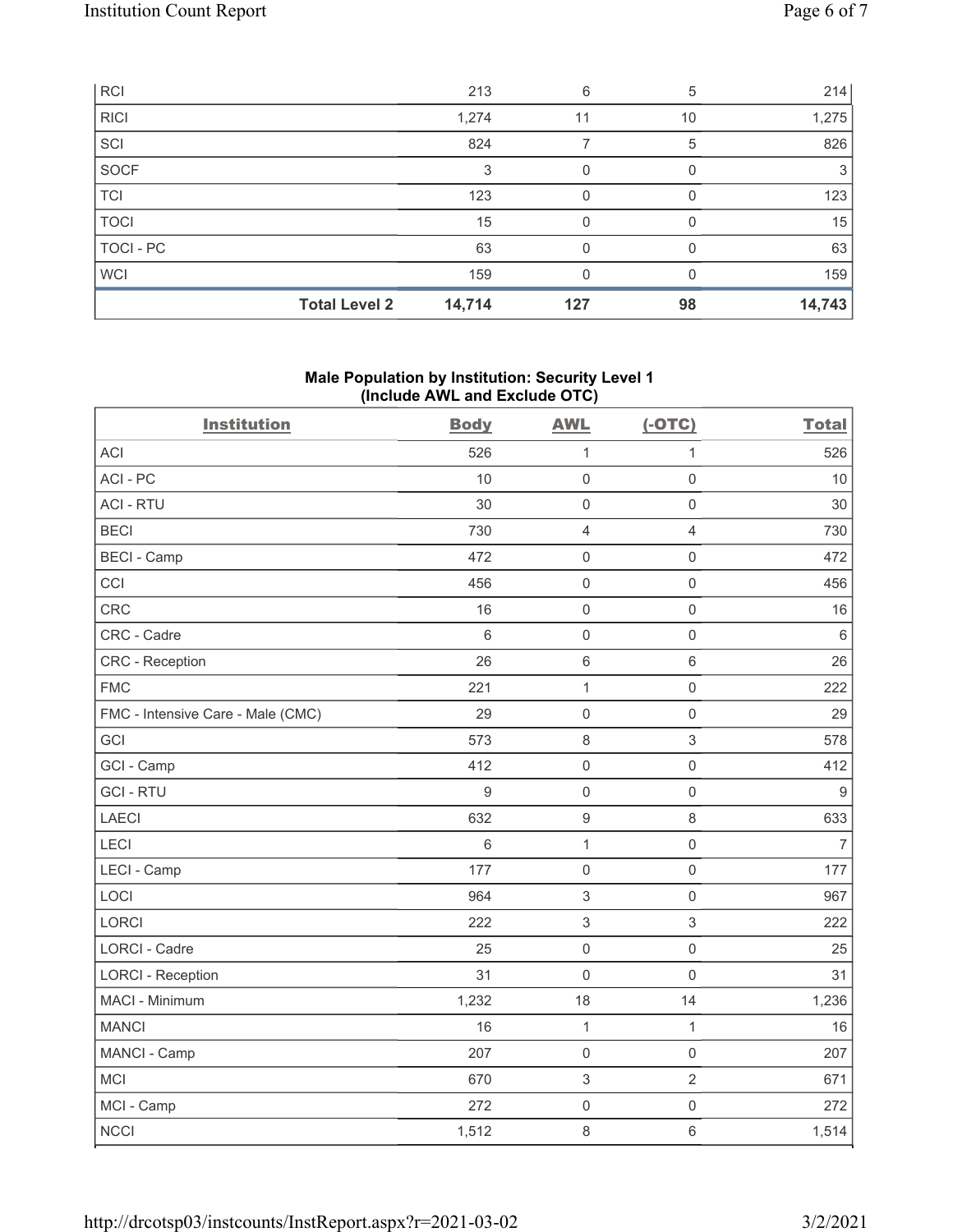| RCI | | 213 | 6 | 5 | 214 |
|---|---|---|---|---|---|
| RICI | | 1,274 | 11 | 10 | 1,275 |
| SCI | | 824 | 7 | 5 | 826 |
| SOCF | | 3 | 0 | 0 | 3 |
| TCI | | 123 | 0 | 0 | 123 |
| TOCI | | 15 | 0 | 0 | 15 |
| TOCI - PC | | 63 | 0 | 0 | 63 |
| WCI | | 159 | 0 | 0 | 159 |
| | **Total Level 2** | **14,714** | **127** | **98** | **14,743** |

**Male Population by Institution: Security Level 1 (Include AWL and Exclude OTC)**

| Institution | Body | AWL | (-OTC) | Total |
|---|---|---|---|---|
| ACI | 526 | 1 | 1 | 526 |
| ACI - PC | 10 | 0 | 0 | 10 |
| ACI - RTU | 30 | 0 | 0 | 30 |
| BECI | 730 | 4 | 4 | 730 |
| BECI - Camp | 472 | 0 | 0 | 472 |
| CCI | 456 | 0 | 0 | 456 |
| CRC | 16 | 0 | 0 | 16 |
| CRC - Cadre | 6 | 0 | 0 | 6 |
| CRC - Reception | 26 | 6 | 6 | 26 |
| FMC | 221 | 1 | 0 | 222 |
| FMC - Intensive Care - Male (CMC) | 29 | 0 | 0 | 29 |
| GCI | 573 | 8 | 3 | 578 |
| GCI - Camp | 412 | 0 | 0 | 412 |
| GCI - RTU | 9 | 0 | 0 | 9 |
| LAECI | 632 | 9 | 8 | 633 |
| LECI | 6 | 1 | 0 | 7 |
| LECI - Camp | 177 | 0 | 0 | 177 |
| LOCI | 964 | 3 | 0 | 967 |
| LORCI | 222 | 3 | 3 | 222 |
| LORCI - Cadre | 25 | 0 | 0 | 25 |
| LORCI - Reception | 31 | 0 | 0 | 31 |
| MACI - Minimum | 1,232 | 18 | 14 | 1,236 |
| MANCI | 16 | 1 | 1 | 16 |
| MANCI - Camp | 207 | 0 | 0 | 207 |
| MCI | 670 | 3 | 2 | 671 |
| MCI - Camp | 272 | 0 | 0 | 272 |
| NCCI | 1,512 | 8 | 6 | 1,514 |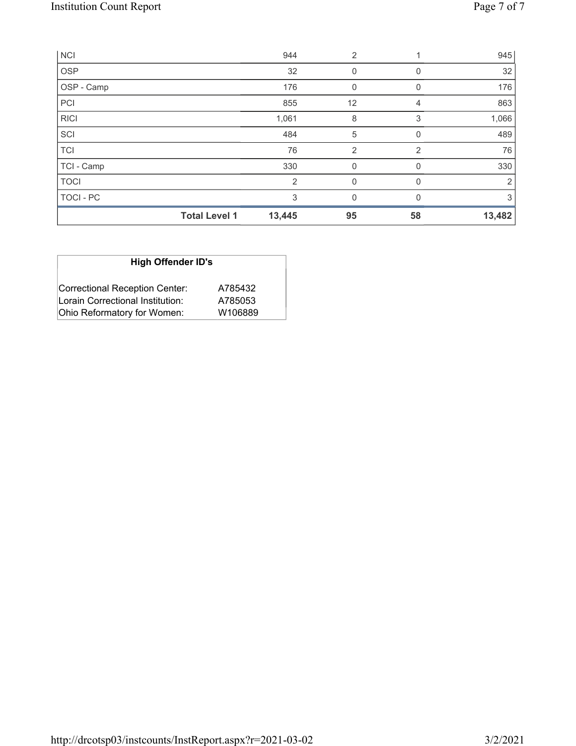| | | | | |
|---|---|---|---|---|
| NCI | 944 | 2 | 1 | 945 |
| OSP | 32 | 0 | 0 | 32 |
| OSP - Camp | 176 | 0 | 0 | 176 |
| PCI | 855 | 12 | 4 | 863 |
| RICI | 1,061 | 8 | 3 | 1,066 |
| SCI | 484 | 5 | 0 | 489 |
| TCI | 76 | 2 | 2 | 76 |
| TCI - Camp | 330 | 0 | 0 | 330 |
| TOCI | 2 | 0 | 0 | 2 |
| TOCI - PC | 3 | 0 | 0 | 3 |
| **Total Level 1** | **13,445** | **95** | **58** | **13,482** |

| **High Offender ID's** | |
|---|---|
| Correctional Reception Center: | A785432 |
| Lorain Correctional Institution: | A785053 |
| Ohio Reformatory for Women: | W106889 |